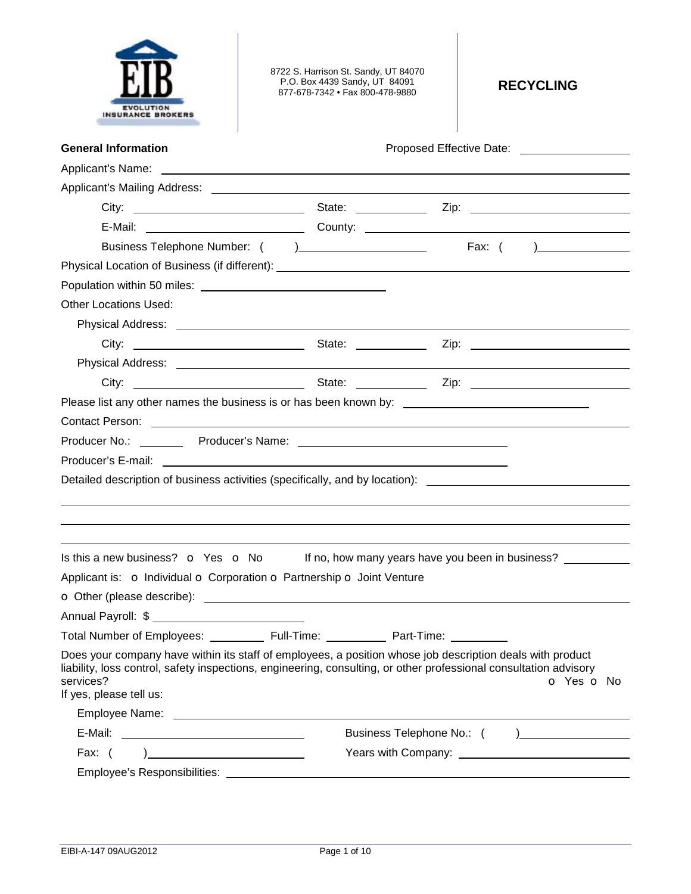EIB
EVOLUTION INSURANCE BROKERS

8722 S. Harrison St. Sandy, UT 84070
P.O. Box 4439 Sandy, UT 84091
877-678-7342 • Fax 800-478-9880

# RECYCLING

**General Information** Proposed Effective Date: ______________

Applicant's Name: ______________________________

Applicant's Mailing Address: ______________________________

City: ______________ State: ________ Zip: ______________

E-Mail: ______________ County: ______________

Business Telephone Number: ( ) ______________ Fax: ( ) ______________

Physical Location of Business (if different): ______________________________

Population within 50 miles: ______________

Other Locations Used:

Physical Address: ______________________________

City: ______________ State: ________ Zip: ______________

Physical Address: ______________________________

City: ______________ State: ________ Zip: ______________

Please list any other names the business is or has been known by: ______________

Contact Person: ______________________________

Producer No.: ________ Producer's Name: ______________

Producer's E-mail: ______________________________

Detailed description of business activities (specifically, and by location): ______________________________

______________________________

______________________________

______________________________

Is this a new business? o Yes o No If no, how many years have you been in business? ________

Applicant is: o Individual o Corporation o Partnership o Joint Venture

o Other (please describe): ______________________________

Annual Payroll: $ ______________

Total Number of Employees: ________ Full-Time: ________ Part-Time: ________

Does your company have within its staff of employees, a position whose job description deals with product liability, loss control, safety inspections, engineering, consulting, or other professional consultation advisory services? o Yes o No

If yes, please tell us:

Employee Name: ______________________________

E-Mail: ______________ Business Telephone No.: ( ) ______________

Fax: ( ) ______________ Years with Company: ______________

Employee's Responsibilities: ______________________________

EIBI-A-147 09AUG2012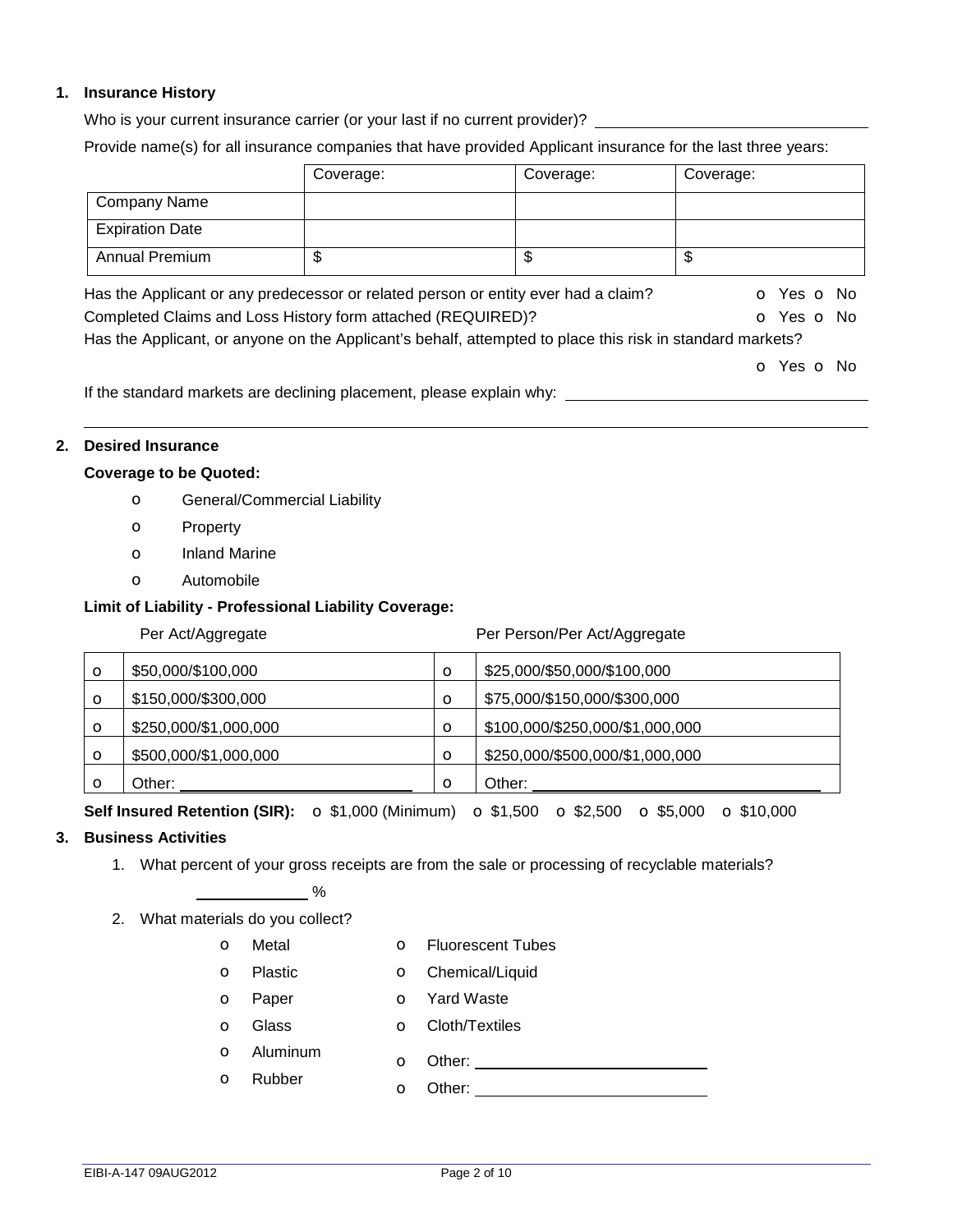## 1. Insurance History

Who is your current insurance carrier (or your last if no current provider)? ______________________

Provide name(s) for all insurance companies that have provided Applicant insurance for the last three years:

| | Coverage: | Coverage: | Coverage: |
|---|---|---|---|
| Company Name | | | |
| Expiration Date | | | |
| Annual Premium | $ | $ | $ |

Has the Applicant or any predecessor or related person or entity ever had a claim? o Yes o No

Completed Claims and Loss History form attached (REQUIRED)? o Yes o No

Has the Applicant, or anyone on the Applicant's behalf, attempted to place this risk in standard markets?

o Yes o No

If the standard markets are declining placement, please explain why: ______________________

______________________________________________________________________

## 2. Desired Insurance

**Coverage to be Quoted:**

- o General/Commercial Liability
- o Property
- o Inland Marine
- o Automobile

**Limit of Liability - Professional Liability Coverage:**

| | Per Act/Aggregate | | Per Person/Per Act/Aggregate |
|---|---|---|---|
| o | $50,000/$100,000 | o | $25,000/$50,000/$100,000 |
| o | $150,000/$300,000 | o | $75,000/$150,000/$300,000 |
| o | $250,000/$1,000,000 | o | $100,000/$250,000/$1,000,000 |
| o | $500,000/$1,000,000 | o | $250,000/$500,000/$1,000,000 |
| o | Other: ______________ | o | Other: ______________ |

**Self Insured Retention (SIR):** o $1,000 (Minimum) o $1,500 o $2,500 o $5,000 o $10,000

## 3. Business Activities

1. What percent of your gross receipts are from the sale or processing of recyclable materials?

   __________ %

2. What materials do you collect?

   - o Metal
   - o Plastic
   - o Paper
   - o Glass
   - o Aluminum
   - o Rubber
   - o Fluorescent Tubes
   - o Chemical/Liquid
   - o Yard Waste
   - o Cloth/Textiles
   - o Other: ______________
   - o Other: ______________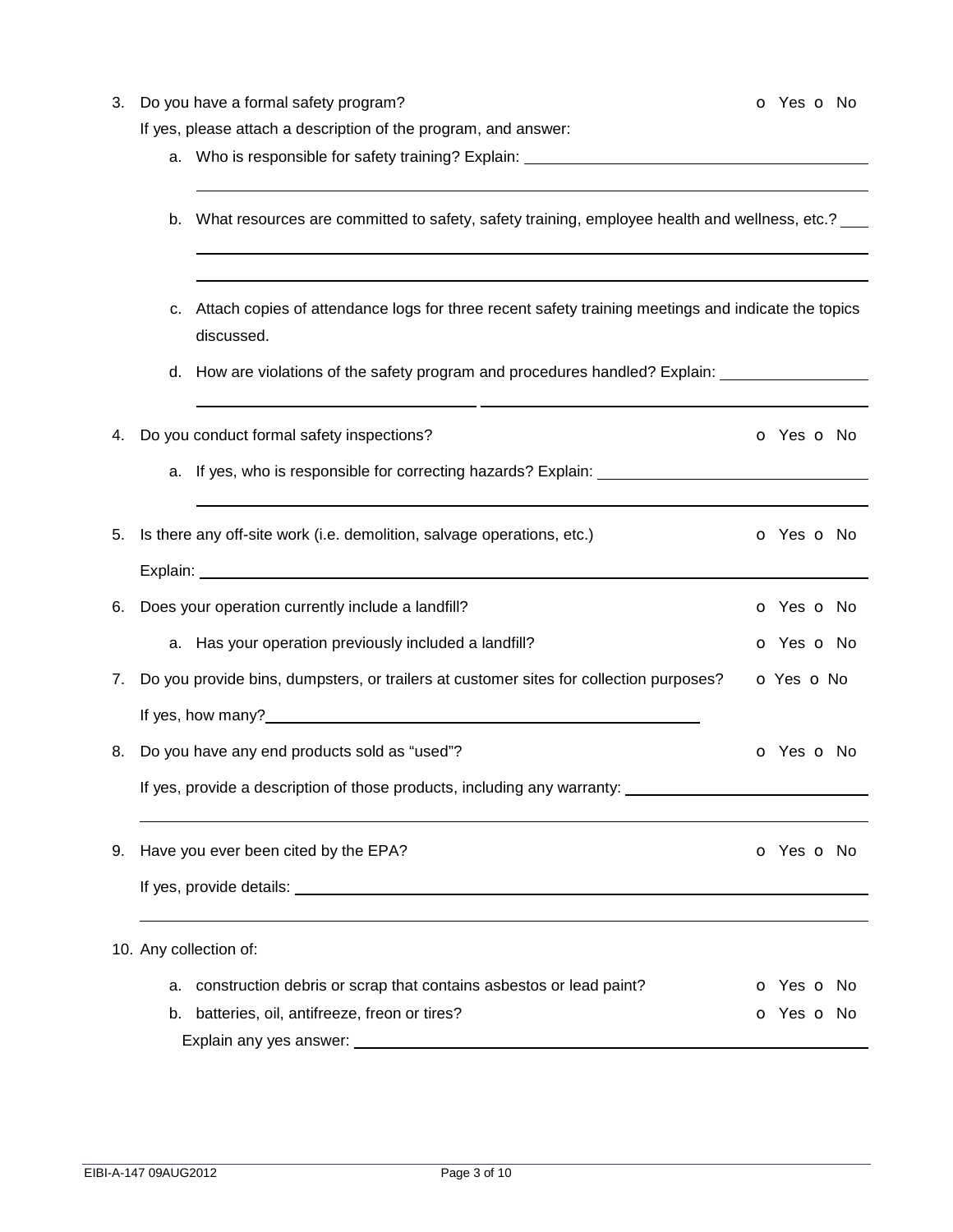3. Do you have a formal safety program? o Yes o No

   If yes, please attach a description of the program, and answer:

   a. Who is responsible for safety training? Explain: ______________________________

   ______________________________________________________________________

   b. What resources are committed to safety, safety training, employee health and wellness, etc.? ___

   ______________________________________________________________________

   ______________________________________________________________________

   c. Attach copies of attendance logs for three recent safety training meetings and indicate the topics discussed.

   d. How are violations of the safety program and procedures handled? Explain: ______________

   ______________________________________________________________________

4. Do you conduct formal safety inspections? o Yes o No

   a. If yes, who is responsible for correcting hazards? Explain: ______________________

   ______________________________________________________________________

5. Is there any off-site work (i.e. demolition, salvage operations, etc.) o Yes o No

   Explain: ______________________________________________________________

6. Does your operation currently include a landfill? o Yes o No

   a. Has your operation previously included a landfill? o Yes o No

7. Do you provide bins, dumpsters, or trailers at customer sites for collection purposes? o Yes o No

   If yes, how many?______________________________________

8. Do you have any end products sold as "used"? o Yes o No

   If yes, provide a description of those products, including any warranty: ____________________

   ______________________________________________________________________

9. Have you ever been cited by the EPA? o Yes o No

   If yes, provide details: __________________________________________________

   ______________________________________________________________________

10. Any collection of:

    a. construction debris or scrap that contains asbestos or lead paint? o Yes o No

    b. batteries, oil, antifreeze, freon or tires? o Yes o No

    Explain any yes answer: __________________________________________________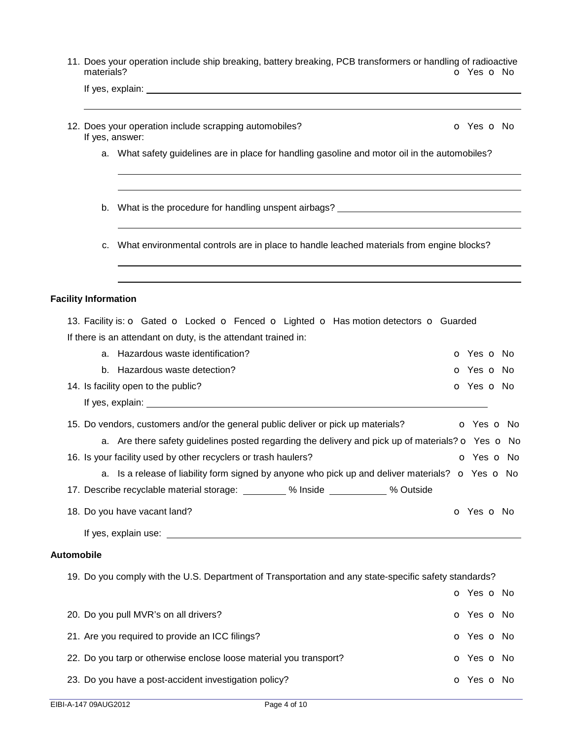11. Does your operation include ship breaking, battery breaking, PCB transformers or handling of radioactive materials? o Yes o No

    If yes, explain: \_\_\_\_\_\_\_\_\_\_\_\_\_\_\_\_\_\_\_\_\_\_\_\_\_\_\_\_\_\_\_\_\_\_\_\_\_\_\_\_

12. Does your operation include scrapping automobiles? o Yes o No

    If yes, answer:

    a. What safety guidelines are in place for handling gasoline and motor oil in the automobiles?

    b. What is the procedure for handling unspent airbags? \_\_\_\_\_\_\_\_\_\_\_\_\_\_\_\_\_\_\_\_

    c. What environmental controls are in place to handle leached materials from engine blocks?

**Facility Information**

13. Facility is: o Gated o Locked o Fenced o Lighted o Has motion detectors o Guarded

    If there is an attendant on duty, is the attendant trained in:

    a. Hazardous waste identification? o Yes o No

    b. Hazardous waste detection? o Yes o No

14. Is facility open to the public? o Yes o No

    If yes, explain: \_\_\_\_\_\_\_\_\_\_\_\_\_\_\_\_\_\_\_\_\_\_\_\_\_\_\_\_\_\_\_\_\_\_\_\_\_\_\_\_

15. Do vendors, customers and/or the general public deliver or pick up materials? o Yes o No

    a. Are there safety guidelines posted regarding the delivery and pick up of materials? o Yes o No

16. Is your facility used by other recyclers or trash haulers? o Yes o No

    a. Is a release of liability form signed by anyone who pick up and deliver materials? o Yes o No

17. Describe recyclable material storage: \_\_\_\_\_\_\_\_ % Inside \_\_\_\_\_\_\_\_\_\_ % Outside

18. Do you have vacant land? o Yes o No

    If yes, explain use: \_\_\_\_\_\_\_\_\_\_\_\_\_\_\_\_\_\_\_\_\_\_\_\_\_\_\_\_\_\_\_\_\_\_\_\_\_\_\_\_

**Automobile**

19. Do you comply with the U.S. Department of Transportation and any state-specific safety standards? o Yes o No

20. Do you pull MVR's on all drivers? o Yes o No

21. Are you required to provide an ICC filings? o Yes o No

22. Do you tarp or otherwise enclose loose material you transport? o Yes o No

23. Do you have a post-accident investigation policy? o Yes o No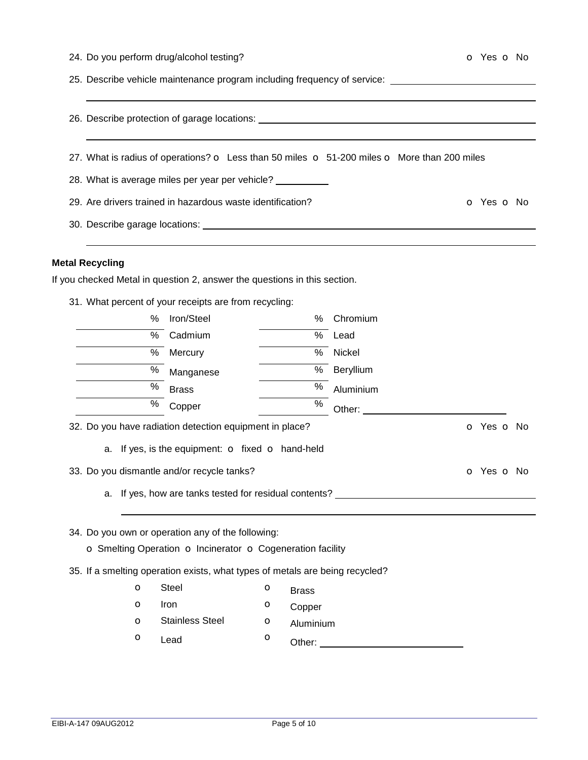24. Do you perform drug/alcohol testing? o Yes o No

25. Describe vehicle maintenance program including frequency of service: \_\_\_\_\_\_\_\_\_\_\_\_\_\_\_\_\_\_\_\_

26. Describe protection of garage locations: \_\_\_\_\_\_\_\_\_\_\_\_\_\_\_\_\_\_\_\_

27. What is radius of operations? o Less than 50 miles o 51-200 miles o More than 200 miles

28. What is average miles per year per vehicle? \_\_\_\_\_\_\_\_\_\_

29. Are drivers trained in hazardous waste identification? o Yes o No

30. Describe garage locations: \_\_\_\_\_\_\_\_\_\_\_\_\_\_\_\_\_\_\_\_

**Metal Recycling**

If you checked Metal in question 2, answer the questions in this section.

31. What percent of your receipts are from recycling:

| | | | |
|---|---|---|---|
| \_\_\_\_\_ % | Iron/Steel | \_\_\_\_\_ % | Chromium |
| \_\_\_\_\_ % | Cadmium | \_\_\_\_\_ % | Lead |
| \_\_\_\_\_ % | Mercury | \_\_\_\_\_ % | Nickel |
| \_\_\_\_\_ % | Manganese | \_\_\_\_\_ % | Beryllium |
| \_\_\_\_\_ % | Brass | \_\_\_\_\_ % | Aluminium |
| \_\_\_\_\_ % | Copper | \_\_\_\_\_ % | Other: \_\_\_\_\_\_\_\_\_\_ |

32. Do you have radiation detection equipment in place? o Yes o No

    a. If yes, is the equipment: o fixed o hand-held

33. Do you dismantle and/or recycle tanks? o Yes o No

    a. If yes, how are tanks tested for residual contents? \_\_\_\_\_\_\_\_\_\_\_\_\_\_\_\_\_\_\_\_

34. Do you own or operation any of the following:

    o Smelting Operation o Incinerator o Cogeneration facility

35. If a smelting operation exists, what types of metals are being recycled?

| | |
|---|---|
| o Steel | o Brass |
| o Iron | o Copper |
| o Stainless Steel | o Aluminium |
| o Lead | o Other: \_\_\_\_\_\_\_\_\_\_ |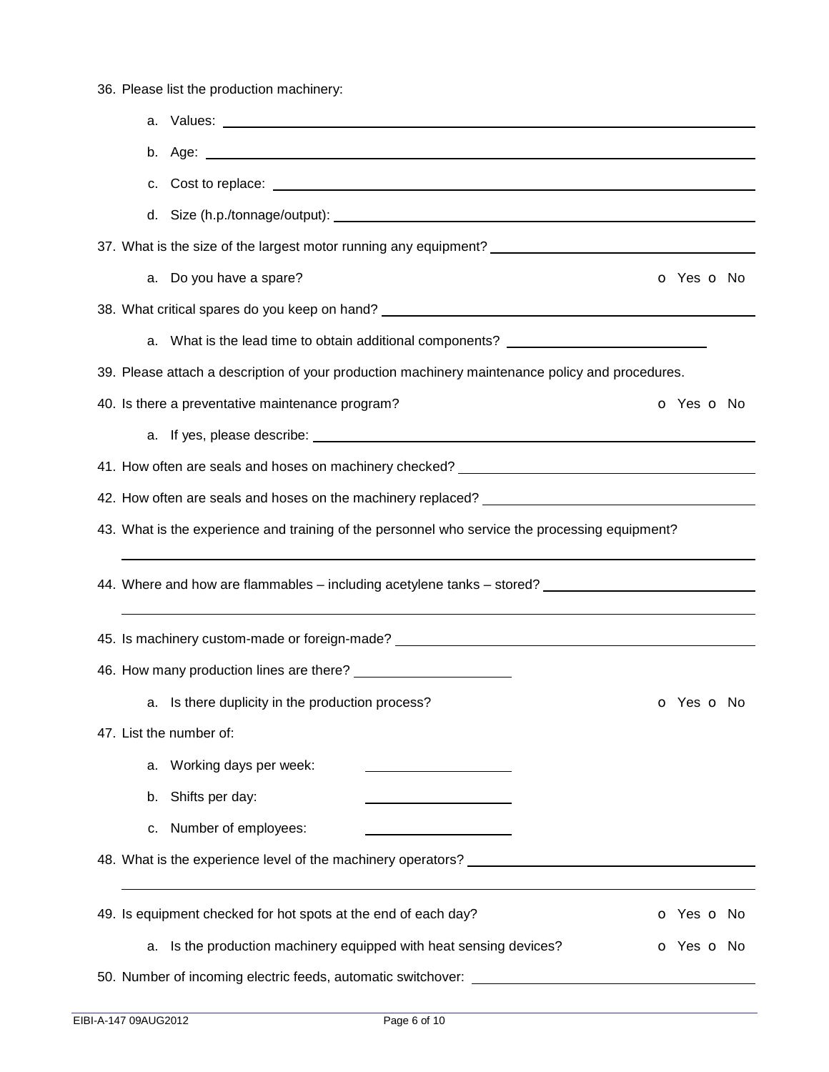36. Please list the production machinery:

    a. Values: ______________________________

    b. Age: ______________________________

    c. Cost to replace: ______________________________

    d. Size (h.p./tonnage/output): ______________________________

37. What is the size of the largest motor running any equipment? ______________________________

    a. Do you have a spare? o Yes o No

38. What critical spares do you keep on hand? ______________________________

    a. What is the lead time to obtain additional components? ______________________________

39. Please attach a description of your production machinery maintenance policy and procedures.

40. Is there a preventative maintenance program? o Yes o No

    a. If yes, please describe: ______________________________

41. How often are seals and hoses on machinery checked? ______________________________

42. How often are seals and hoses on the machinery replaced? ______________________________

43. What is the experience and training of the personnel who service the processing equipment?

    ______________________________

44. Where and how are flammables – including acetylene tanks – stored? ______________________________

    ______________________________

45. Is machinery custom-made or foreign-made? ______________________________

46. How many production lines are there? ______________________________

    a. Is there duplicity in the production process? o Yes o No

47. List the number of:

    a. Working days per week: ______________________________

    b. Shifts per day: ______________________________

    c. Number of employees: ______________________________

48. What is the experience level of the machinery operators? ______________________________

    ______________________________

49. Is equipment checked for hot spots at the end of each day? o Yes o No

    a. Is the production machinery equipped with heat sensing devices? o Yes o No

50. Number of incoming electric feeds, automatic switchover: ______________________________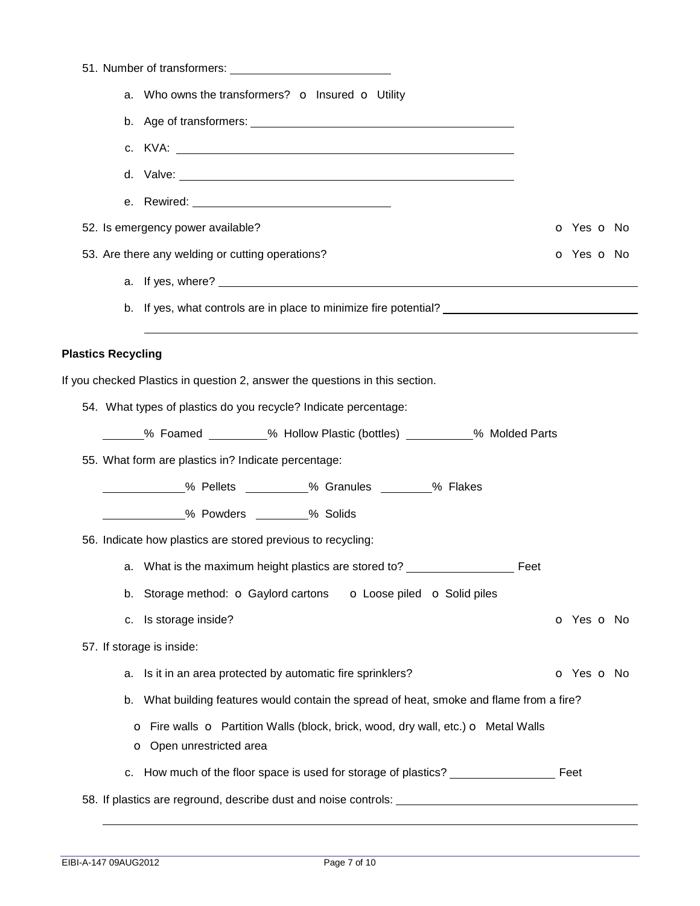51. Number of transformers: ________________________

   a. Who owns the transformers? o Insured o Utility

   b. Age of transformers: ________________________________________

   c. KVA: ________________________________________

   d. Valve: ________________________________________

   e. Rewired: ______________________________

52. Is emergency power available? o Yes o No

53. Are there any welding or cutting operations? o Yes o No

   a. If yes, where? ________________________________________

   b. If yes, what controls are in place to minimize fire potential? ______________________________

   ________________________________________________________________

**Plastics Recycling**

If you checked Plastics in question 2, answer the questions in this section.

54. What types of plastics do you recycle? Indicate percentage:

   ______% Foamed ________% Hollow Plastic (bottles) __________% Molded Parts

55. What form are plastics in? Indicate percentage:

   ____________% Pellets __________% Granules ________% Flakes

   ____________% Powders ________% Solids

56. Indicate how plastics are stored previous to recycling:

   a. What is the maximum height plastics are stored to? ________________ Feet

   b. Storage method: o Gaylord cartons o Loose piled o Solid piles

   c. Is storage inside? o Yes o No

57. If storage is inside:

   a. Is it in an area protected by automatic fire sprinklers? o Yes o No

   b. What building features would contain the spread of heat, smoke and flame from a fire?

      o Fire walls o Partition Walls (block, brick, wood, dry wall, etc.) o Metal Walls
      o Open unrestricted area

   c. How much of the floor space is used for storage of plastics? ________________ Feet

58. If plastics are reground, describe dust and noise controls: ________________________________________

   ________________________________________________________________

EIBI-A-147 09AUG2012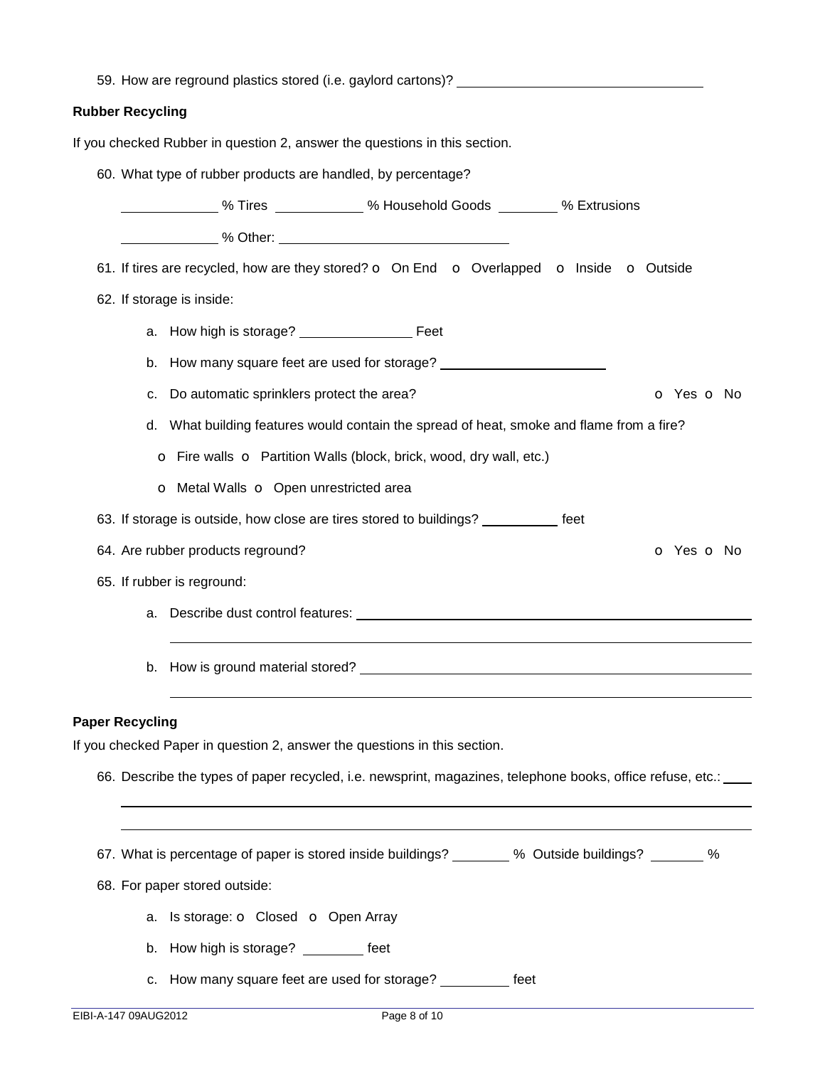59. How are reground plastics stored (i.e. gaylord cartons)? ________________________________

**Rubber Recycling**

If you checked Rubber in question 2, answer the questions in this section.

60. What type of rubber products are handled, by percentage?

    ____________ % Tires ___________ % Household Goods ________ % Extrusions

    ____________ % Other: ______________________________

61. If tires are recycled, how are they stored? o On End o Overlapped o Inside o Outside

62. If storage is inside:

    a. How high is storage? ______________ Feet

    b. How many square feet are used for storage? _____________________

    c. Do automatic sprinklers protect the area? o Yes o No

    d. What building features would contain the spread of heat, smoke and flame from a fire?

       o Fire walls o Partition Walls (block, brick, wood, dry wall, etc.)

       o Metal Walls o Open unrestricted area

63. If storage is outside, how close are tires stored to buildings? __________ feet

64. Are rubber products reground? o Yes o No

65. If rubber is reground:

    a. Describe dust control features: ______________________________________________

    b. How is ground material stored? ______________________________________________

**Paper Recycling**

If you checked Paper in question 2, answer the questions in this section.

66. Describe the types of paper recycled, i.e. newsprint, magazines, telephone books, office refuse, etc.: ____

67. What is percentage of paper is stored inside buildings? _______ % Outside buildings? _______ %

68. For paper stored outside:

    a. Is storage: o Closed o Open Array

    b. How high is storage? ________ feet

    c. How many square feet are used for storage? _________ feet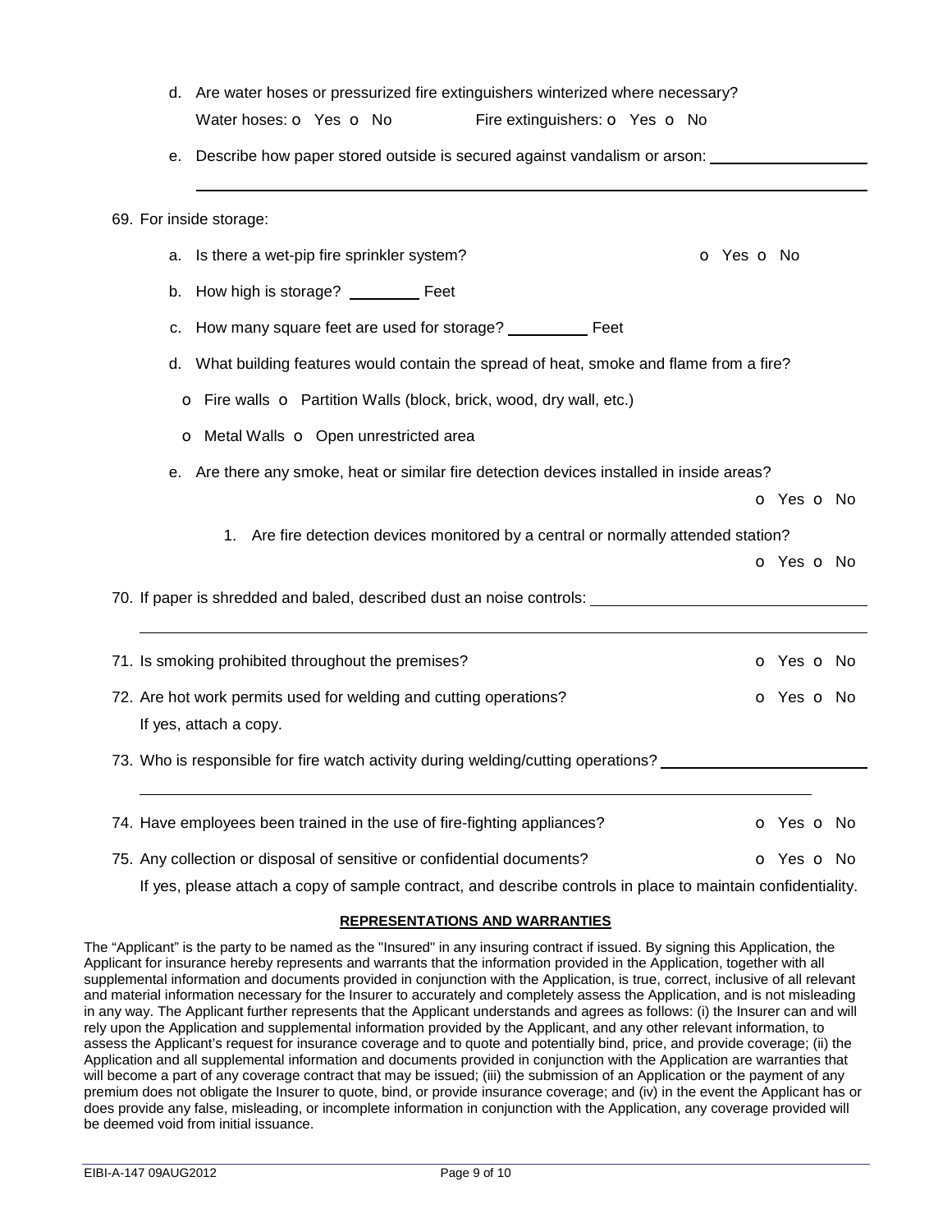d. Are water hoses or pressurized fire extinguishers winterized where necessary?

Water hoses: o Yes o No     Fire extinguishers: o Yes o No

e. Describe how paper stored outside is secured against vandalism or arson: \_\_\_\_\_\_\_\_\_\_\_\_\_\_\_\_\_\_\_\_

\_\_\_\_\_\_\_\_\_\_\_\_\_\_\_\_\_\_\_\_\_\_\_\_\_\_\_\_\_\_\_\_\_\_\_\_\_\_\_\_\_\_\_\_\_\_\_\_\_\_\_\_\_\_\_\_\_\_\_\_\_\_\_\_\_\_\_\_\_\_\_\_\_\_\_\_\_\_

69. For inside storage:

a. Is there a wet-pip fire sprinkler system? o Yes o No

b. How high is storage? \_\_\_\_\_\_\_\_ Feet

c. How many square feet are used for storage? \_\_\_\_\_\_\_\_\_ Feet

d. What building features would contain the spread of heat, smoke and flame from a fire?

o Fire walls o Partition Walls (block, brick, wood, dry wall, etc.)

o Metal Walls o Open unrestricted area

e. Are there any smoke, heat or similar fire detection devices installed in inside areas?

o Yes o No

1. Are fire detection devices monitored by a central or normally attended station?

o Yes o No

70. If paper is shredded and baled, described dust an noise controls: \_\_\_\_\_\_\_\_\_\_\_\_\_\_\_\_\_\_\_\_\_\_\_\_\_\_\_\_\_\_\_\_

\_\_\_\_\_\_\_\_\_\_\_\_\_\_\_\_\_\_\_\_\_\_\_\_\_\_\_\_\_\_\_\_\_\_\_\_\_\_\_\_\_\_\_\_\_\_\_\_\_\_\_\_\_\_\_\_\_\_\_\_\_\_\_\_\_\_\_\_\_\_\_\_\_\_\_\_\_\_

71. Is smoking prohibited throughout the premises? o Yes o No

72. Are hot work permits used for welding and cutting operations? o Yes o No

If yes, attach a copy.

73. Who is responsible for fire watch activity during welding/cutting operations? \_\_\_\_\_\_\_\_\_\_\_\_\_\_\_\_\_\_\_\_\_\_\_\_\_\_

\_\_\_\_\_\_\_\_\_\_\_\_\_\_\_\_\_\_\_\_\_\_\_\_\_\_\_\_\_\_\_\_\_\_\_\_\_\_\_\_\_\_\_\_\_\_\_\_\_\_\_\_\_\_\_\_\_\_\_\_\_\_\_\_\_\_\_\_\_\_\_\_\_\_\_\_

74. Have employees been trained in the use of fire-fighting appliances? o Yes o No

75. Any collection or disposal of sensitive or confidential documents? o Yes o No

If yes, please attach a copy of sample contract, and describe controls in place to maintain confidentiality.

**REPRESENTATIONS AND WARRANTIES**

The "Applicant" is the party to be named as the "Insured" in any insuring contract if issued. By signing this Application, the Applicant for insurance hereby represents and warrants that the information provided in the Application, together with all supplemental information and documents provided in conjunction with the Application, is true, correct, inclusive of all relevant and material information necessary for the Insurer to accurately and completely assess the Application, and is not misleading in any way. The Applicant further represents that the Applicant understands and agrees as follows: (i) the Insurer can and will rely upon the Application and supplemental information provided by the Applicant, and any other relevant information, to assess the Applicant's request for insurance coverage and to quote and potentially bind, price, and provide coverage; (ii) the Application and all supplemental information and documents provided in conjunction with the Application are warranties that will become a part of any coverage contract that may be issued; (iii) the submission of an Application or the payment of any premium does not obligate the Insurer to quote, bind, or provide insurance coverage; and (iv) in the event the Applicant has or does provide any false, misleading, or incomplete information in conjunction with the Application, any coverage provided will be deemed void from initial issuance.

EIBI-A-147 09AUG2012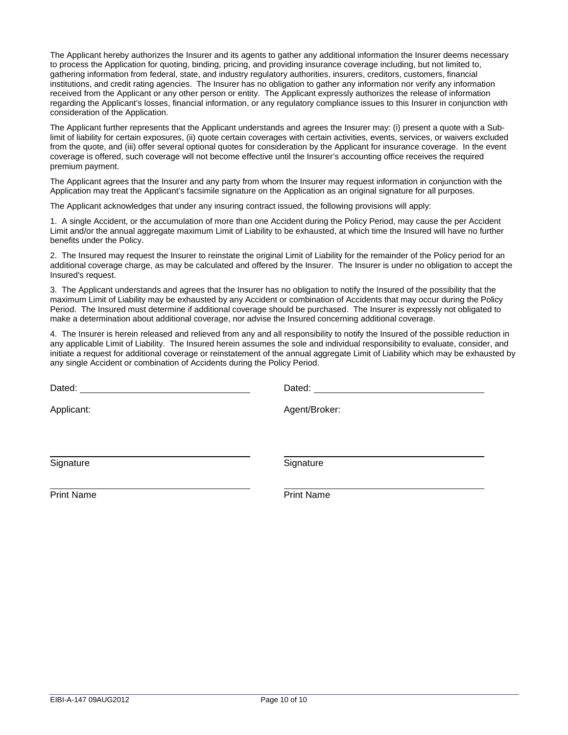The Applicant hereby authorizes the Insurer and its agents to gather any additional information the Insurer deems necessary to process the Application for quoting, binding, pricing, and providing insurance coverage including, but not limited to, gathering information from federal, state, and industry regulatory authorities, insurers, creditors, customers, financial institutions, and credit rating agencies. The Insurer has no obligation to gather any information nor verify any information received from the Applicant or any other person or entity. The Applicant expressly authorizes the release of information regarding the Applicant's losses, financial information, or any regulatory compliance issues to this Insurer in conjunction with consideration of the Application.

The Applicant further represents that the Applicant understands and agrees the Insurer may: (i) present a quote with a Sub-limit of liability for certain exposures, (ii) quote certain coverages with certain activities, events, services, or waivers excluded from the quote, and (iii) offer several optional quotes for consideration by the Applicant for insurance coverage. In the event coverage is offered, such coverage will not become effective until the Insurer's accounting office receives the required premium payment.

The Applicant agrees that the Insurer and any party from whom the Insurer may request information in conjunction with the Application may treat the Applicant's facsimile signature on the Application as an original signature for all purposes.

The Applicant acknowledges that under any insuring contract issued, the following provisions will apply:

1. A single Accident, or the accumulation of more than one Accident during the Policy Period, may cause the per Accident Limit and/or the annual aggregate maximum Limit of Liability to be exhausted, at which time the Insured will have no further benefits under the Policy.

2. The Insured may request the Insurer to reinstate the original Limit of Liability for the remainder of the Policy period for an additional coverage charge, as may be calculated and offered by the Insurer. The Insurer is under no obligation to accept the Insured's request.

3. The Applicant understands and agrees that the Insurer has no obligation to notify the Insured of the possibility that the maximum Limit of Liability may be exhausted by any Accident or combination of Accidents that may occur during the Policy Period. The Insured must determine if additional coverage should be purchased. The Insurer is expressly not obligated to make a determination about additional coverage, nor advise the Insured concerning additional coverage.

4. The Insurer is herein released and relieved from any and all responsibility to notify the Insured of the possible reduction in any applicable Limit of Liability. The Insured herein assumes the sole and individual responsibility to evaluate, consider, and initiate a request for additional coverage or reinstatement of the annual aggregate Limit of Liability which may be exhausted by any single Accident or combination of Accidents during the Policy Period.

| | |
|---|---|
| Dated: ______________________ | Dated: ______________________ |
| Applicant: | Agent/Broker: |
| ______________________ | ______________________ |
| Signature | Signature |
| ______________________ | ______________________ |
| Print Name | Print Name |

EIBI-A-147 09AUG2012